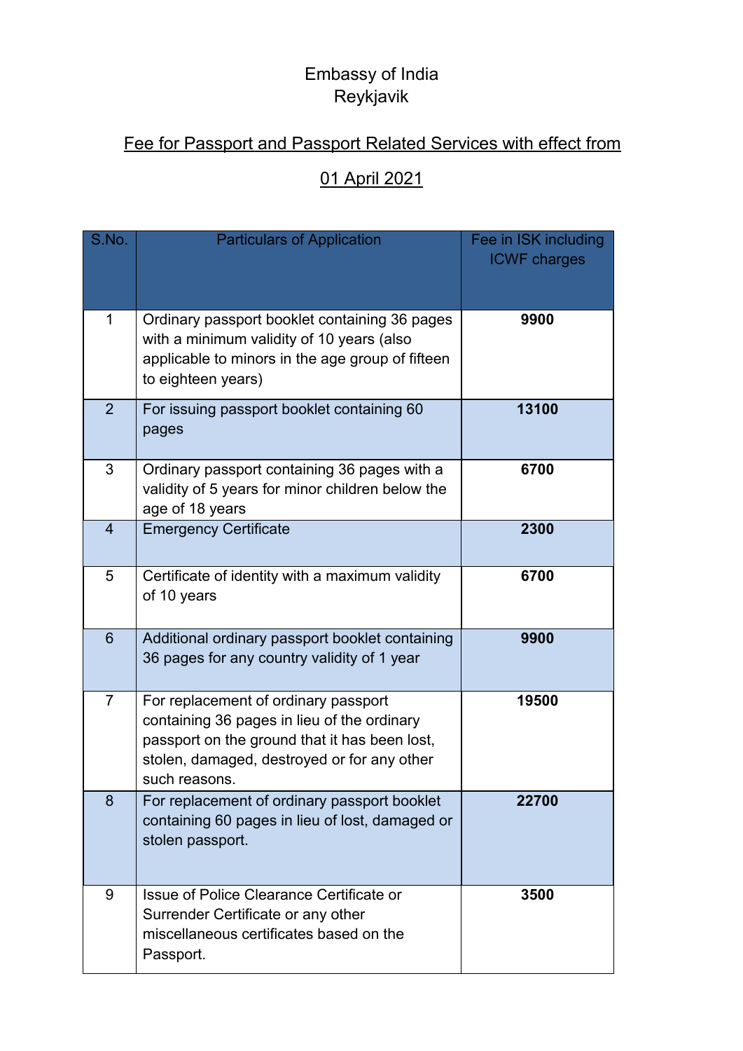Embassy of India
Reykjavik

<u>Fee for Passport and Passport Related Services with effect from 01 April 2021</u>

| S.No. | Particulars of Application | Fee in ISK including ICWF charges |
|---|---|---|
| 1 | Ordinary passport booklet containing 36 pages with a minimum validity of 10 years (also applicable to minors in the age group of fifteen to eighteen years) | **9900** |
| 2 | For issuing passport booklet containing 60 pages | **13100** |
| 3 | Ordinary passport containing 36 pages with a validity of 5 years for minor children below the age of 18 years | **6700** |
| 4 | Emergency Certificate | **2300** |
| 5 | Certificate of identity with a maximum validity of 10 years | **6700** |
| 6 | Additional ordinary passport booklet containing 36 pages for any country validity of 1 year | **9900** |
| 7 | For replacement of ordinary passport containing 36 pages in lieu of the ordinary passport on the ground that it has been lost, stolen, damaged, destroyed or for any other such reasons. | **19500** |
| 8 | For replacement of ordinary passport booklet containing 60 pages in lieu of lost, damaged or stolen passport. | **22700** |
| 9 | Issue of Police Clearance Certificate or Surrender Certificate or any other miscellaneous certificates based on the Passport. | **3500** |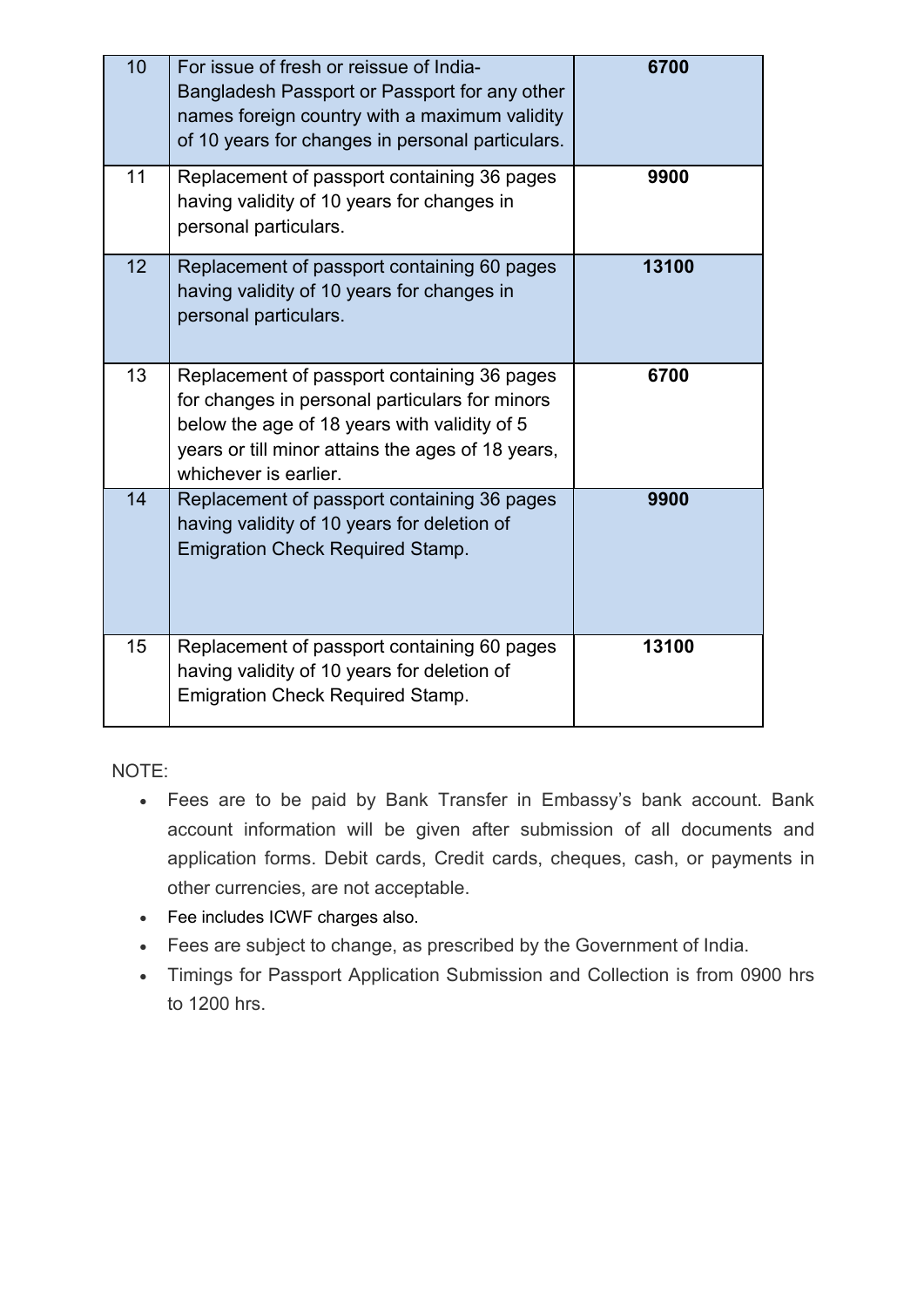| | | |
|---|---|---|
| 10 | For issue of fresh or reissue of India-Bangladesh Passport or Passport for any other names foreign country with a maximum validity of 10 years for changes in personal particulars. | **6700** |
| 11 | Replacement of passport containing 36 pages having validity of 10 years for changes in personal particulars. | **9900** |
| 12 | Replacement of passport containing 60 pages having validity of 10 years for changes in personal particulars. | **13100** |
| 13 | Replacement of passport containing 36 pages for changes in personal particulars for minors below the age of 18 years with validity of 5 years or till minor attains the ages of 18 years, whichever is earlier. | **6700** |
| 14 | Replacement of passport containing 36 pages having validity of 10 years for deletion of Emigration Check Required Stamp. | **9900** |
| 15 | Replacement of passport containing 60 pages having validity of 10 years for deletion of Emigration Check Required Stamp. | **13100** |

NOTE:

- Fees are to be paid by Bank Transfer in Embassy's bank account. Bank account information will be given after submission of all documents and application forms. Debit cards, Credit cards, cheques, cash, or payments in other currencies, are not acceptable.
- Fee includes ICWF charges also.
- Fees are subject to change, as prescribed by the Government of India.
- Timings for Passport Application Submission and Collection is from 0900 hrs to 1200 hrs.